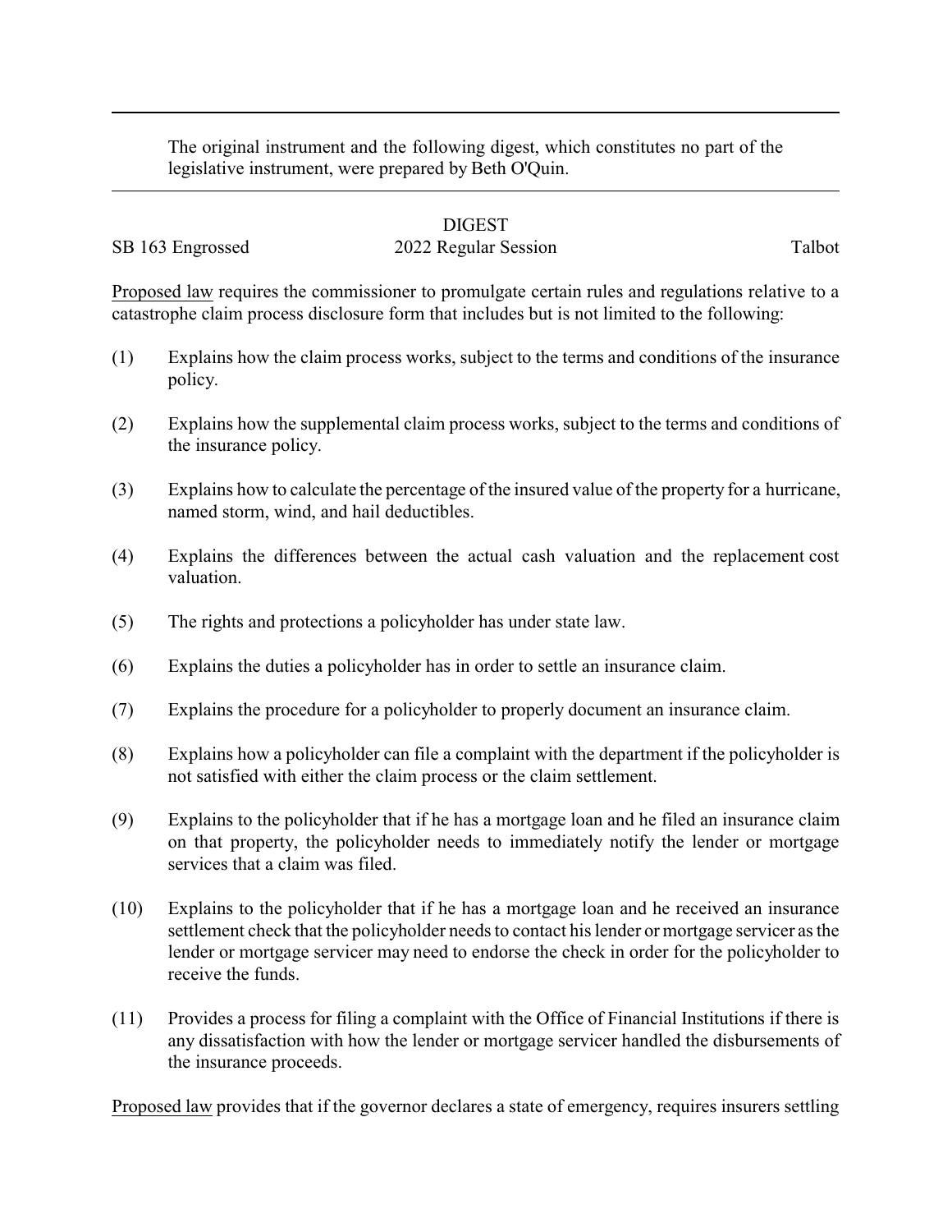The original instrument and the following digest, which constitutes no part of the legislative instrument, were prepared by Beth O'Quin.

DIGEST

SB 163 Engrossed 2022 Regular Session Talbot

Proposed law requires the commissioner to promulgate certain rules and regulations relative to a catastrophe claim process disclosure form that includes but is not limited to the following:

(1) Explains how the claim process works, subject to the terms and conditions of the insurance policy.

(2) Explains how the supplemental claim process works, subject to the terms and conditions of the insurance policy.

(3) Explains how to calculate the percentage of the insured value of the property for a hurricane, named storm, wind, and hail deductibles.

(4) Explains the differences between the actual cash valuation and the replacement cost valuation.

(5) The rights and protections a policyholder has under state law.

(6) Explains the duties a policyholder has in order to settle an insurance claim.

(7) Explains the procedure for a policyholder to properly document an insurance claim.

(8) Explains how a policyholder can file a complaint with the department if the policyholder is not satisfied with either the claim process or the claim settlement.

(9) Explains to the policyholder that if he has a mortgage loan and he filed an insurance claim on that property, the policyholder needs to immediately notify the lender or mortgage services that a claim was filed.

(10) Explains to the policyholder that if he has a mortgage loan and he received an insurance settlement check that the policyholder needs to contact his lender or mortgage servicer as the lender or mortgage servicer may need to endorse the check in order for the policyholder to receive the funds.

(11) Provides a process for filing a complaint with the Office of Financial Institutions if there is any dissatisfaction with how the lender or mortgage servicer handled the disbursements of the insurance proceeds.

Proposed law provides that if the governor declares a state of emergency, requires insurers settling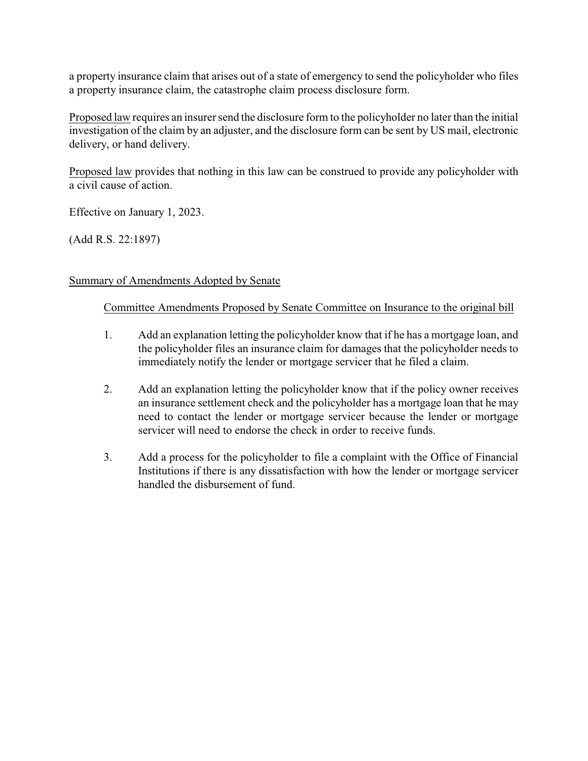a property insurance claim that arises out of a state of emergency to send the policyholder who files a property insurance claim, the catastrophe claim process disclosure form.

Proposed law requires an insurer send the disclosure form to the policyholder no later than the initial investigation of the claim by an adjuster, and the disclosure form can be sent by US mail, electronic delivery, or hand delivery.

Proposed law provides that nothing in this law can be construed to provide any policyholder with a civil cause of action.

Effective on January 1, 2023.

(Add R.S. 22:1897)

Summary of Amendments Adopted by Senate

Committee Amendments Proposed by Senate Committee on Insurance to the original bill

1. Add an explanation letting the policyholder know that if he has a mortgage loan, and the policyholder files an insurance claim for damages that the policyholder needs to immediately notify the lender or mortgage servicer that he filed a claim.

2. Add an explanation letting the policyholder know that if the policy owner receives an insurance settlement check and the policyholder has a mortgage loan that he may need to contact the lender or mortgage servicer because the lender or mortgage servicer will need to endorse the check in order to receive funds.

3. Add a process for the policyholder to file a complaint with the Office of Financial Institutions if there is any dissatisfaction with how the lender or mortgage servicer handled the disbursement of fund.